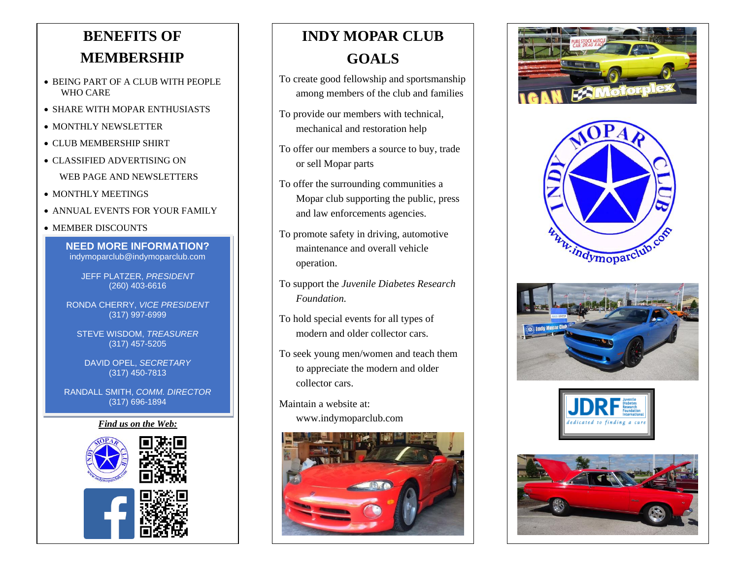## BENEFITS OF MEMBERSHIP

- BEING PART OF A CLUB WITH PEOPLE WHO CARE
- SHARE WITH MOPAR ENTHUSIASTS
- MONTHLY NEWSLETTER
- CLUB MEMBERSHIP SHIRT
- CLASSIFIED ADVERTISING ON WEB PAGE AND NEWSLETTERS
- MONTHLY MEETINGS
- ANNUAL EVENTS FOR YOUR FAMILY
- MEMBER DISCOUNTS

**NEED MORE INFORMATION?**
indymoparclub@indymoparclub.com

JEFF PLATZER, *PRESIDENT*
(260) 403-6616

RONDA CHERRY, *VICE PRESIDENT*
(317) 997-6999

STEVE WISDOM, *TREASURER*
(317) 457-5205

DAVID OPEL, *SECRETARY*
(317) 450-7813

RANDALL SMITH, *COMM. DIRECTOR*
(317) 696-1894

***Find us on the Web:***

## INDY MOPAR CLUB GOALS

To create good fellowship and sportsmanship among members of the club and families

To provide our members with technical, mechanical and restoration help

To offer our members a source to buy, trade or sell Mopar parts

To offer the surrounding communities a Mopar club supporting the public, press and law enforcements agencies.

To promote safety in driving, automotive maintenance and overall vehicle operation.

To support the *Juvenile Diabetes Research Foundation.*

To hold special events for all types of modern and older collector cars.

To seek young men/women and teach them to appreciate the modern and older collector cars.

Maintain a website at:
www.indymoparclub.com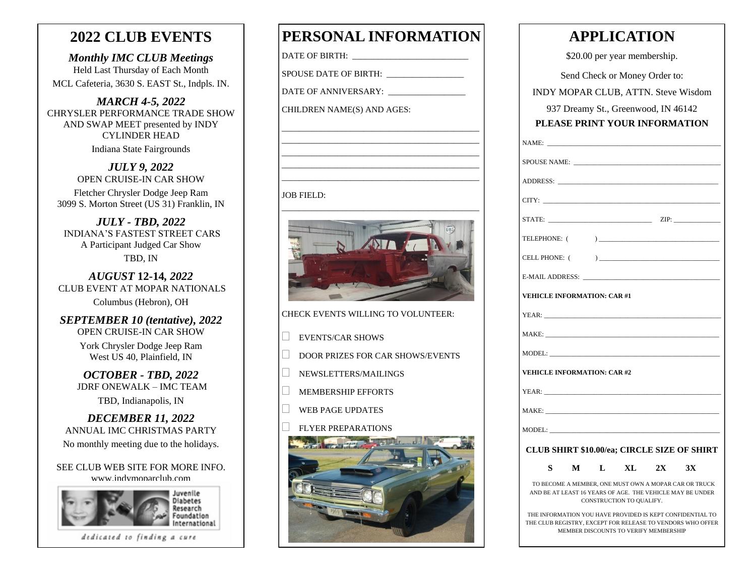# 2022 CLUB EVENTS

***Monthly IMC CLUB Meetings***
Held Last Thursday of Each Month
MCL Cafeteria, 3630 S. EAST St., Indpls. IN.

***MARCH 4-5, 2022***
CHRYSLER PERFORMANCE TRADE SHOW AND SWAP MEET presented by INDY CYLINDER HEAD
Indiana State Fairgrounds

***JULY 9, 2022***
OPEN CRUISE-IN CAR SHOW
Fletcher Chrysler Dodge Jeep Ram
3099 S. Morton Street (US 31) Franklin, IN

***JULY - TBD, 2022***
INDIANA'S FASTEST STREET CARS
A Participant Judged Car Show
TBD, IN

***AUGUST* 12-14, *2022***
CLUB EVENT AT MOPAR NATIONALS
Columbus (Hebron), OH

***SEPTEMBER 10 (tentative), 2022***
OPEN CRUISE-IN CAR SHOW
York Chrysler Dodge Jeep Ram
West US 40, Plainfield, IN

***OCTOBER - TBD, 2022***
JDRF ONEWALK – IMC TEAM
TBD, Indianapolis, IN

***DECEMBER 11, 2022***
ANNUAL IMC CHRISTMAS PARTY
No monthly meeting due to the holidays.

SEE CLUB WEB SITE FOR MORE INFO.
www.indymoparclub.com

Juvenile Diabetes Research Foundation International
*dedicated to finding a cure*

# PERSONAL INFORMATION

DATE OF BIRTH: ______________________

SPOUSE DATE OF BIRTH: ________________

DATE OF ANNIVERSARY: ________________

CHILDREN NAME(S) AND AGES:

______________________________________

______________________________________

______________________________________

______________________________________

______________________________________

JOB FIELD:

______________________________________

CHECK EVENTS WILLING TO VOLUNTEER:

- ☐ EVENTS/CAR SHOWS
- ☐ DOOR PRIZES FOR CAR SHOWS/EVENTS
- ☐ NEWSLETTERS/MAILINGS
- ☐ MEMBERSHIP EFFORTS
- ☐ WEB PAGE UPDATES
- ☐ FLYER PREPARATIONS

# APPLICATION

$20.00 per year membership.

Send Check or Money Order to:

INDY MOPAR CLUB, ATTN. Steve Wisdom

937 Dreamy St., Greenwood, IN 46142

**PLEASE PRINT YOUR INFORMATION**

NAME: ______________________________________

SPOUSE NAME: ______________________________

ADDRESS: __________________________________

CITY: ______________________________________

STATE: ______________________ ZIP: __________

TELEPHONE: (        ) ________________________

CELL PHONE: (        ) _______________________

E-MAIL ADDRESS: ____________________________

**VEHICLE INFORMATION: CAR #1**

YEAR: ______________________________________

MAKE: ______________________________________

MODEL: _____________________________________

**VEHICLE INFORMATION: CAR #2**

YEAR: ______________________________________

MAKE: ______________________________________

MODEL: _____________________________________

**CLUB SHIRT $10.00/ea; CIRCLE SIZE OF SHIRT**

**S M L XL 2X 3X**

TO BECOME A MEMBER, ONE MUST OWN A MOPAR CAR OR TRUCK AND BE AT LEAST 16 YEARS OF AGE. THE VEHICLE MAY BE UNDER CONSTRUCTION TO QUALIFY.

THE INFORMATION YOU HAVE PROVIDED IS KEPT CONFIDENTIAL TO THE CLUB REGISTRY, EXCEPT FOR RELEASE TO VENDORS WHO OFFER MEMBER DISCOUNTS TO VERIFY MEMBERSHIP